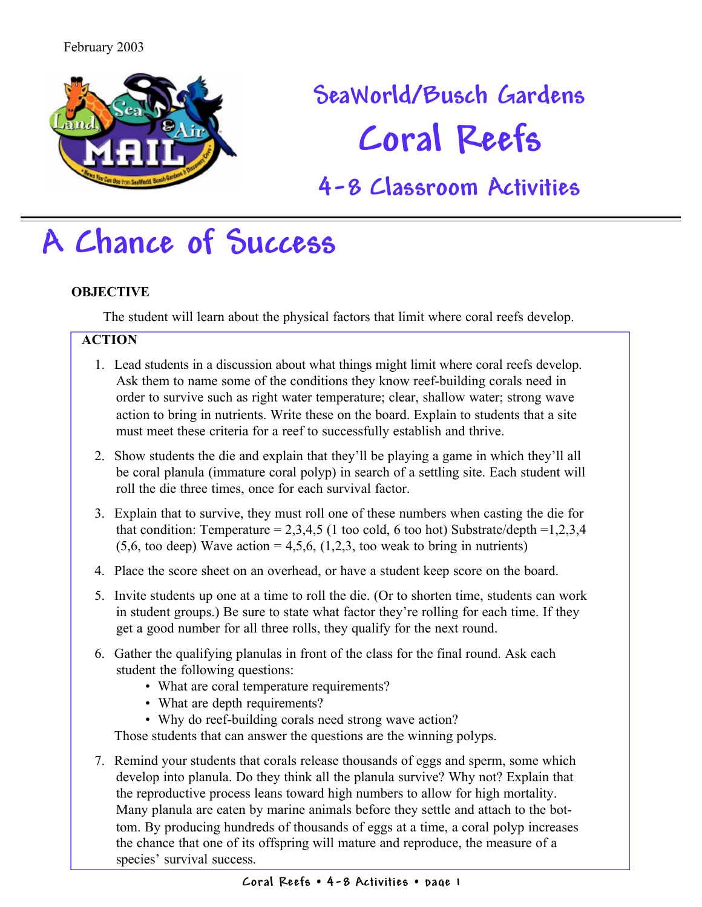February 2003

# SeaWorld/Busch Gardens
# Coral Reefs
## 4-8 Classroom Activities

# A Chance of Success

**OBJECTIVE**

The student will learn about the physical factors that limit where coral reefs develop.

**ACTION**

1. Lead students in a discussion about what things might limit where coral reefs develop. Ask them to name some of the conditions they know reef-building corals need in order to survive such as right water temperature; clear, shallow water; strong wave action to bring in nutrients. Write these on the board. Explain to students that a site must meet these criteria for a reef to successfully establish and thrive.

2. Show students the die and explain that they'll be playing a game in which they'll all be coral planula (immature coral polyp) in search of a settling site. Each student will roll the die three times, once for each survival factor.

3. Explain that to survive, they must roll one of these numbers when casting the die for that condition: Temperature = 2,3,4,5 (1 too cold, 6 too hot) Substrate/depth =1,2,3,4 (5,6, too deep) Wave action = 4,5,6, (1,2,3, too weak to bring in nutrients)

4. Place the score sheet on an overhead, or have a student keep score on the board.

5. Invite students up one at a time to roll the die. (Or to shorten time, students can work in student groups.) Be sure to state what factor they're rolling for each time. If they get a good number for all three rolls, they qualify for the next round.

6. Gather the qualifying planulas in front of the class for the final round. Ask each student the following questions:
   - What are coral temperature requirements?
   - What are depth requirements?
   - Why do reef-building corals need strong wave action?

   Those students that can answer the questions are the winning polyps.

7. Remind your students that corals release thousands of eggs and sperm, some which develop into planula. Do they think all the planula survive? Why not? Explain that the reproductive process leans toward high numbers to allow for high mortality. Many planula are eaten by marine animals before they settle and attach to the bottom. By producing hundreds of thousands of eggs at a time, a coral polyp increases the chance that one of its offspring will mature and reproduce, the measure of a species' survival success.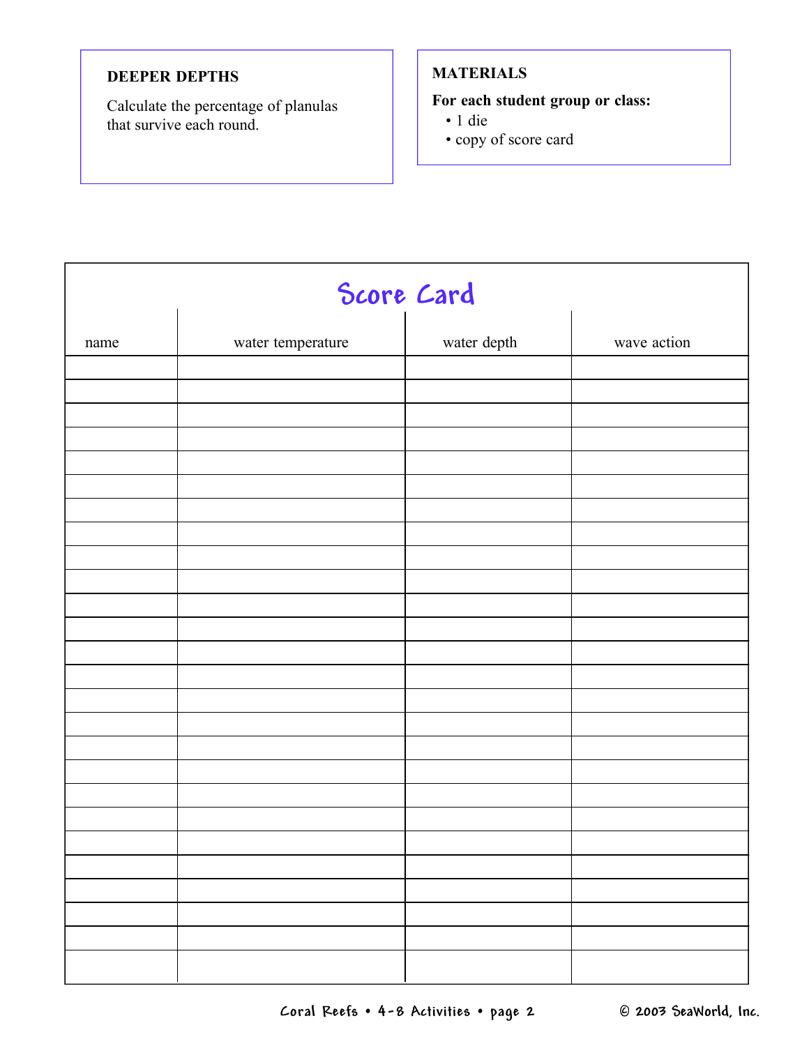### DEEPER DEPTHS

Calculate the percentage of planulas that survive each round.

### MATERIALS

**For each student group or class:**

- 1 die
- copy of score card

## Score Card

| name | water temperature | water depth | wave action |
|---|---|---|---|
| | | | |
| | | | |
| | | | |
| | | | |
| | | | |
| | | | |
| | | | |
| | | | |
| | | | |
| | | | |
| | | | |
| | | | |
| | | | |
| | | | |
| | | | |
| | | | |
| | | | |
| | | | |
| | | | |
| | | | |
| | | | |
| | | | |
| | | | |
| | | | |
| | | | |
| | | | |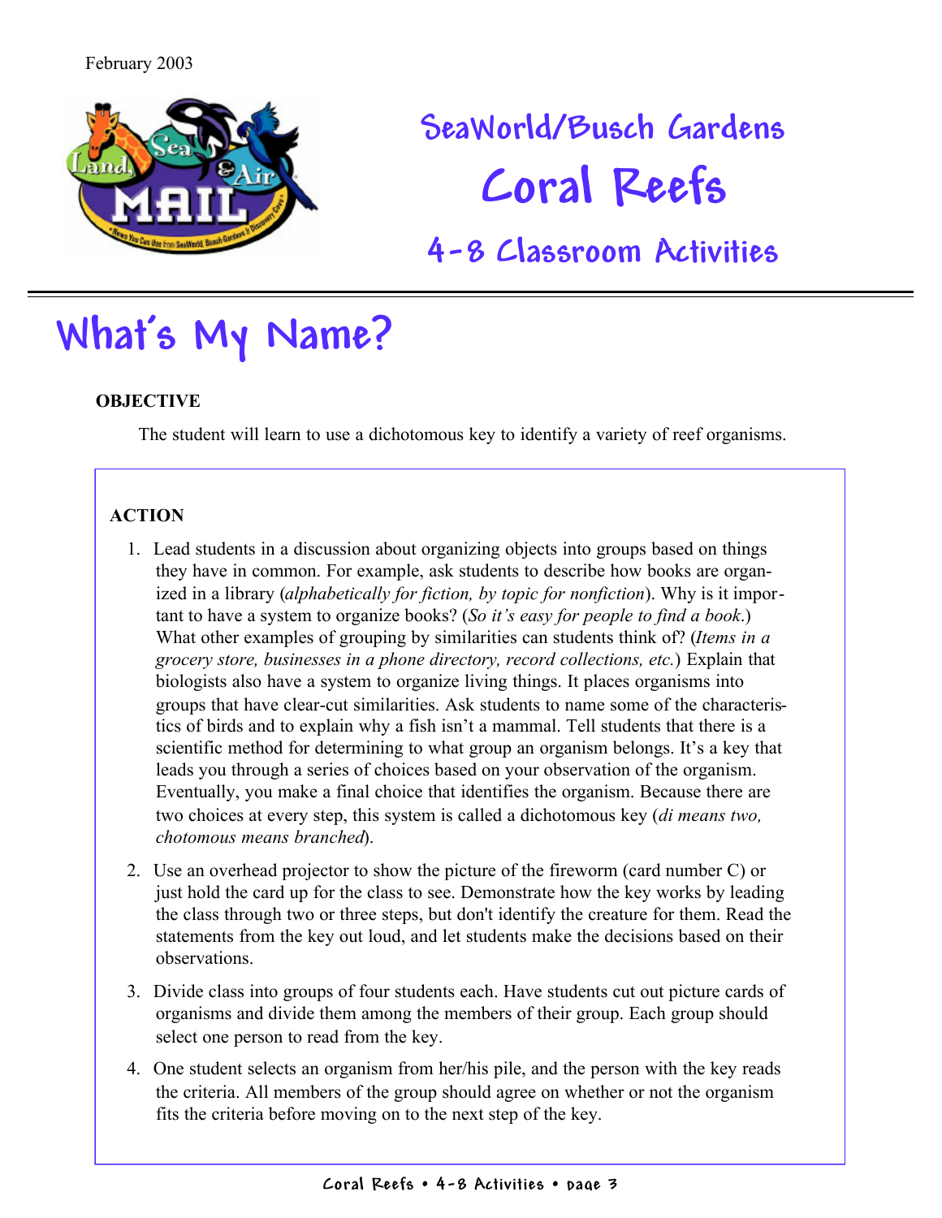February 2003

# SeaWorld/Busch Gardens
# Coral Reefs
## 4-8 Classroom Activities

# What's My Name?

**OBJECTIVE**

The student will learn to use a dichotomous key to identify a variety of reef organisms.

**ACTION**

1. Lead students in a discussion about organizing objects into groups based on things they have in common. For example, ask students to describe how books are organized in a library (*alphabetically for fiction, by topic for nonfiction*). Why is it important to have a system to organize books? (*So it's easy for people to find a book.*) What other examples of grouping by similarities can students think of? (*Items in a grocery store, businesses in a phone directory, record collections, etc.*) Explain that biologists also have a system to organize living things. It places organisms into groups that have clear-cut similarities. Ask students to name some of the characteristics of birds and to explain why a fish isn't a mammal. Tell students that there is a scientific method for determining to what group an organism belongs. It's a key that leads you through a series of choices based on your observation of the organism. Eventually, you make a final choice that identifies the organism. Because there are two choices at every step, this system is called a dichotomous key (*di means two, chotomous means branched*).

2. Use an overhead projector to show the picture of the fireworm (card number C) or just hold the card up for the class to see. Demonstrate how the key works by leading the class through two or three steps, but don't identify the creature for them. Read the statements from the key out loud, and let students make the decisions based on their observations.

3. Divide class into groups of four students each. Have students cut out picture cards of organisms and divide them among the members of their group. Each group should select one person to read from the key.

4. One student selects an organism from her/his pile, and the person with the key reads the criteria. All members of the group should agree on whether or not the organism fits the criteria before moving on to the next step of the key.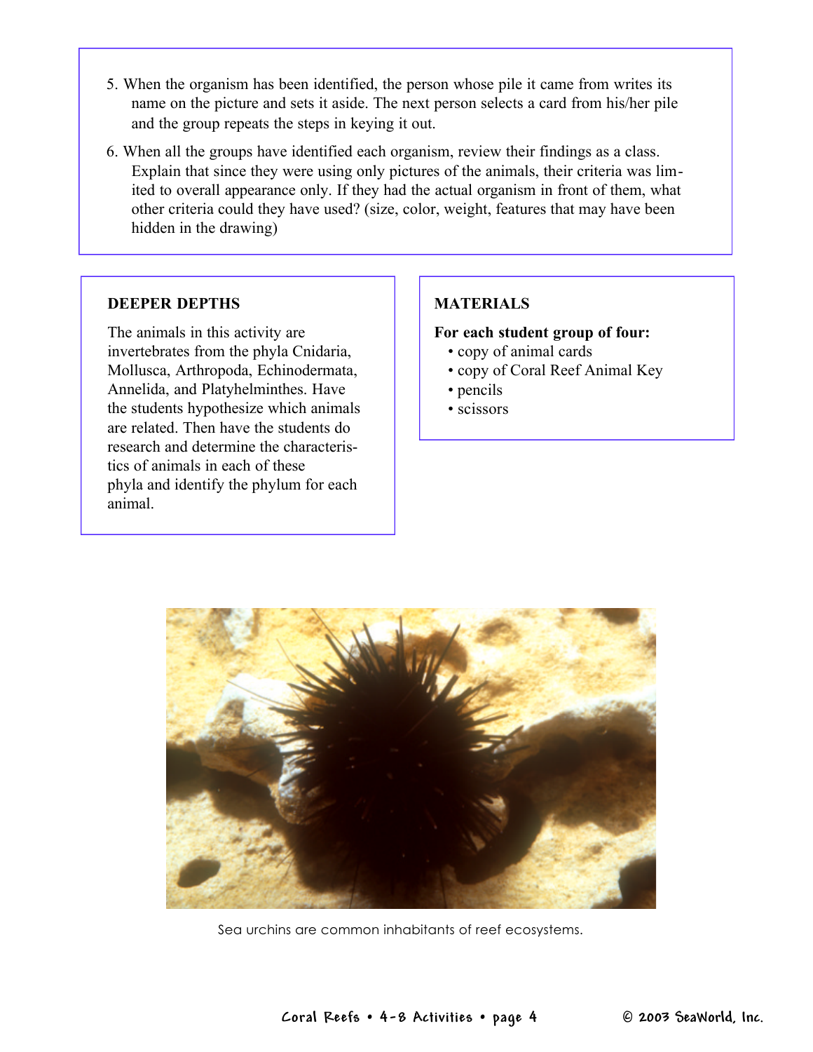5. When the organism has been identified, the person whose pile it came from writes its name on the picture and sets it aside. The next person selects a card from his/her pile and the group repeats the steps in keying it out.
6. When all the groups have identified each organism, review their findings as a class. Explain that since they were using only pictures of the animals, their criteria was limited to overall appearance only. If they had the actual organism in front of them, what other criteria could they have used? (size, color, weight, features that may have been hidden in the drawing)

**DEEPER DEPTHS**

The animals in this activity are invertebrates from the phyla Cnidaria, Mollusca, Arthropoda, Echinodermata, Annelida, and Platyhelminthes. Have the students hypothesize which animals are related. Then have the students do research and determine the characteristics of animals in each of these phyla and identify the phylum for each animal.

**MATERIALS**

**For each student group of four:**

- copy of animal cards
- copy of Coral Reef Animal Key
- pencils
- scissors

Sea urchins are common inhabitants of reef ecosystems.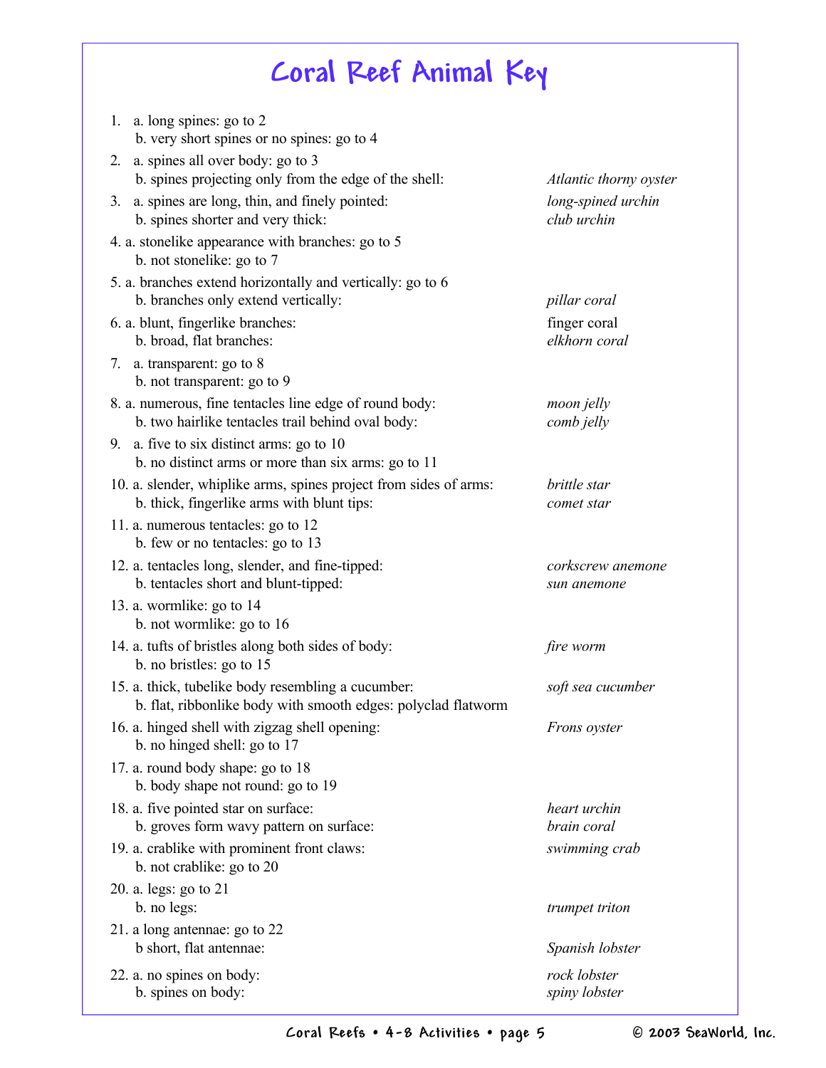# Coral Reef Animal Key

1. a. long spines: go to 2
   b. very short spines or no spines: go to 4
2. a. spines all over body: go to 3
   b. spines projecting only from the edge of the shell: *Atlantic thorny oyster*
3. a. spines are long, thin, and finely pointed: *long-spined urchin*
   b. spines shorter and very thick: *club urchin*
4. a. stonelike appearance with branches: go to 5
   b. not stonelike: go to 7
5. a. branches extend horizontally and vertically: go to 6
   b. branches only extend vertically: *pillar coral*
6. a. blunt, fingerlike branches: finger coral
   b. broad, flat branches: *elkhorn coral*
7. a. transparent: go to 8
   b. not transparent: go to 9
8. a. numerous, fine tentacles line edge of round body: *moon jelly*
   b. two hairlike tentacles trail behind oval body: *comb jelly*
9. a. five to six distinct arms: go to 10
   b. no distinct arms or more than six arms: go to 11
10. a. slender, whiplike arms, spines project from sides of arms: *brittle star*
    b. thick, fingerlike arms with blunt tips: *comet star*
11. a. numerous tentacles: go to 12
    b. few or no tentacles: go to 13
12. a. tentacles long, slender, and fine-tipped: *corkscrew anemone*
    b. tentacles short and blunt-tipped: *sun anemone*
13. a. wormlike: go to 14
    b. not wormlike: go to 16
14. a. tufts of bristles along both sides of body: *fire worm*
    b. no bristles: go to 15
15. a. thick, tubelike body resembling a cucumber: *soft sea cucumber*
    b. flat, ribbonlike body with smooth edges: polyclad flatworm
16. a. hinged shell with zigzag shell opening: *Frons oyster*
    b. no hinged shell: go to 17
17. a. round body shape: go to 18
    b. body shape not round: go to 19
18. a. five pointed star on surface: *heart urchin*
    b. groves form wavy pattern on surface: *brain coral*
19. a. crablike with prominent front claws: *swimming crab*
    b. not crablike: go to 20
20. a. legs: go to 21
    b. no legs: *trumpet triton*
21. a long antennae: go to 22
    b short, flat antennae: *Spanish lobster*
22. a. no spines on body: *rock lobster*
    b. spines on body: *spiny lobster*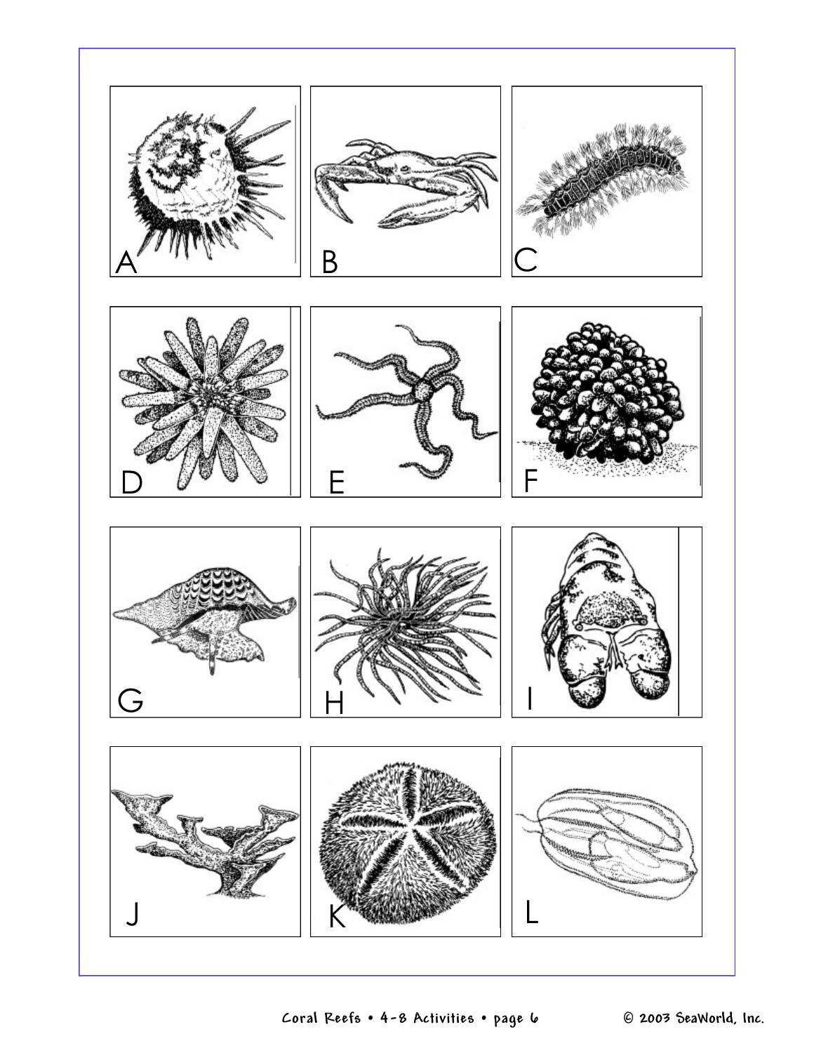A

B

C

D

E

F

G

H

I

J

K

L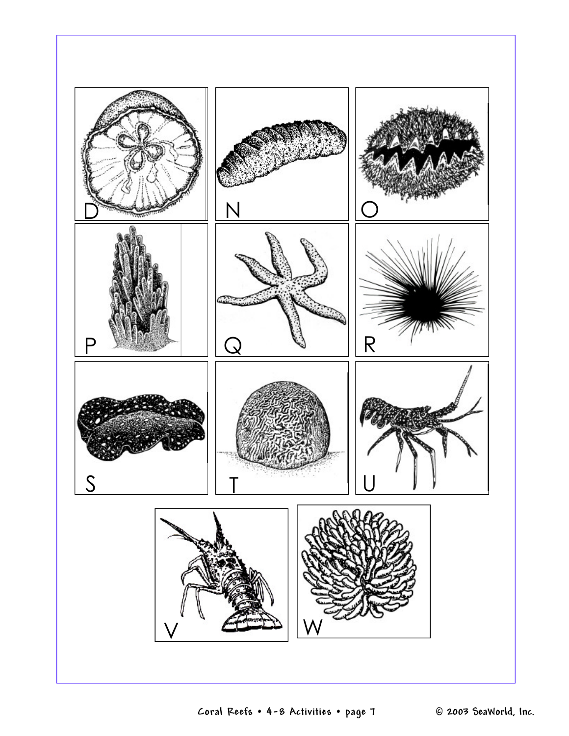D

N

O

P

Q

R

S

T

U

V

W